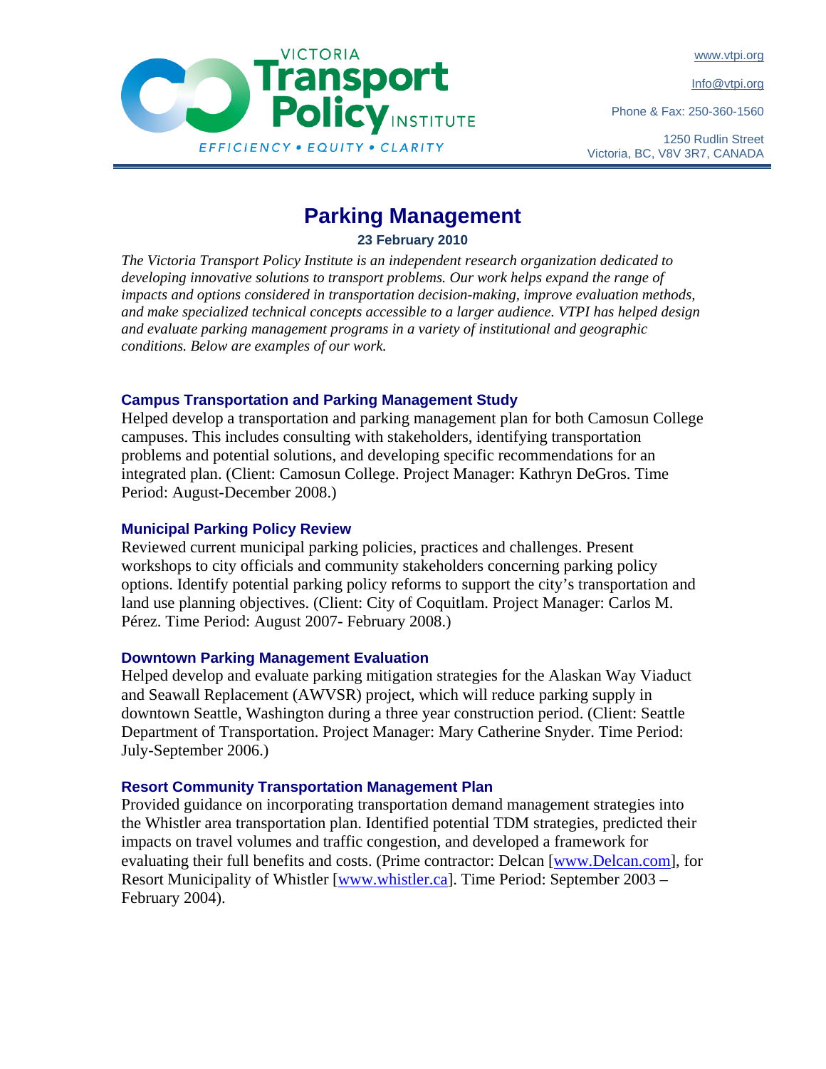VICTORIA Transport Policy INSTITUTE

EFFICIENCY • EQUITY • CLARITY

www.vtpi.org

Info@vtpi.org

Phone & Fax: 250-360-1560

1250 Rudlin Street
Victoria, BC, V8V 3R7, CANADA

# Parking Management

**23 February 2010**

*The Victoria Transport Policy Institute is an independent research organization dedicated to developing innovative solutions to transport problems. Our work helps expand the range of impacts and options considered in transportation decision-making, improve evaluation methods, and make specialized technical concepts accessible to a larger audience. VTPI has helped design and evaluate parking management programs in a variety of institutional and geographic conditions. Below are examples of our work.*

### Campus Transportation and Parking Management Study

Helped develop a transportation and parking management plan for both Camosun College campuses. This includes consulting with stakeholders, identifying transportation problems and potential solutions, and developing specific recommendations for an integrated plan. (Client: Camosun College. Project Manager: Kathryn DeGros. Time Period: August-December 2008.)

### Municipal Parking Policy Review

Reviewed current municipal parking policies, practices and challenges. Present workshops to city officials and community stakeholders concerning parking policy options. Identify potential parking policy reforms to support the city's transportation and land use planning objectives. (Client: City of Coquitlam. Project Manager: Carlos M. Pérez. Time Period: August 2007- February 2008.)

### Downtown Parking Management Evaluation

Helped develop and evaluate parking mitigation strategies for the Alaskan Way Viaduct and Seawall Replacement (AWVSR) project, which will reduce parking supply in downtown Seattle, Washington during a three year construction period. (Client: Seattle Department of Transportation. Project Manager: Mary Catherine Snyder. Time Period: July-September 2006.)

### Resort Community Transportation Management Plan

Provided guidance on incorporating transportation demand management strategies into the Whistler area transportation plan. Identified potential TDM strategies, predicted their impacts on travel volumes and traffic congestion, and developed a framework for evaluating their full benefits and costs. (Prime contractor: Delcan [www.Delcan.com], for Resort Municipality of Whistler [www.whistler.ca]. Time Period: September 2003 – February 2004).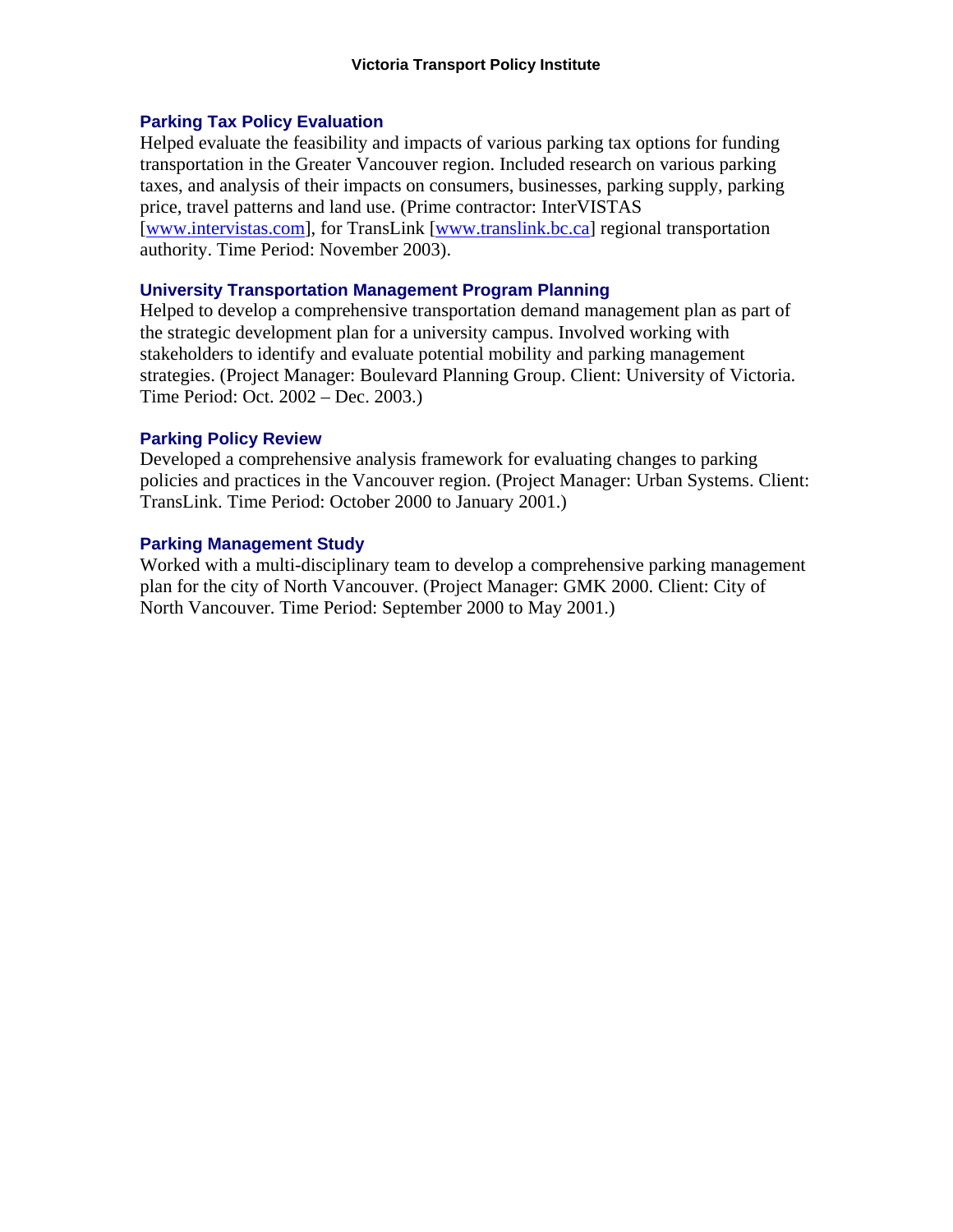### Parking Tax Policy Evaluation

Helped evaluate the feasibility and impacts of various parking tax options for funding transportation in the Greater Vancouver region. Included research on various parking taxes, and analysis of their impacts on consumers, businesses, parking supply, parking price, travel patterns and land use. (Prime contractor: InterVISTAS [www.intervistas.com], for TransLink [www.translink.bc.ca] regional transportation authority. Time Period: November 2003).

### University Transportation Management Program Planning

Helped to develop a comprehensive transportation demand management plan as part of the strategic development plan for a university campus. Involved working with stakeholders to identify and evaluate potential mobility and parking management strategies. (Project Manager: Boulevard Planning Group. Client: University of Victoria. Time Period: Oct. 2002 – Dec. 2003.)

### Parking Policy Review

Developed a comprehensive analysis framework for evaluating changes to parking policies and practices in the Vancouver region. (Project Manager: Urban Systems. Client: TransLink. Time Period: October 2000 to January 2001.)

### Parking Management Study

Worked with a multi-disciplinary team to develop a comprehensive parking management plan for the city of North Vancouver. (Project Manager: GMK 2000. Client: City of North Vancouver. Time Period: September 2000 to May 2001.)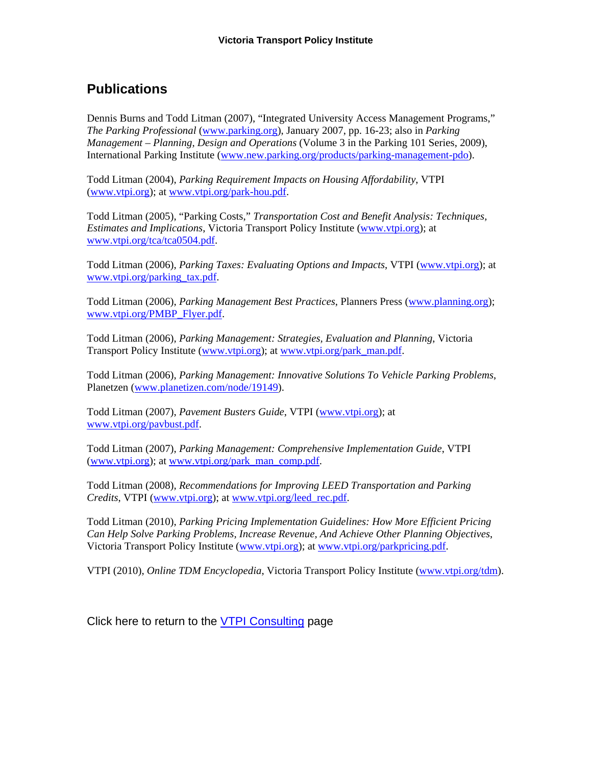## Publications

Dennis Burns and Todd Litman (2007), "Integrated University Access Management Programs," *The Parking Professional* (www.parking.org), January 2007, pp. 16-23; also in *Parking Management – Planning, Design and Operations* (Volume 3 in the Parking 101 Series, 2009), International Parking Institute (www.new.parking.org/products/parking-management-pdo).

Todd Litman (2004), *Parking Requirement Impacts on Housing Affordability*, VTPI (www.vtpi.org); at www.vtpi.org/park-hou.pdf.

Todd Litman (2005), "Parking Costs," *Transportation Cost and Benefit Analysis: Techniques, Estimates and Implications*, Victoria Transport Policy Institute (www.vtpi.org); at www.vtpi.org/tca/tca0504.pdf.

Todd Litman (2006), *Parking Taxes: Evaluating Options and Impacts*, VTPI (www.vtpi.org); at www.vtpi.org/parking_tax.pdf.

Todd Litman (2006), *Parking Management Best Practices*, Planners Press (www.planning.org); www.vtpi.org/PMBP_Flyer.pdf.

Todd Litman (2006), *Parking Management: Strategies, Evaluation and Planning*, Victoria Transport Policy Institute (www.vtpi.org); at www.vtpi.org/park_man.pdf.

Todd Litman (2006), *Parking Management: Innovative Solutions To Vehicle Parking Problems*, Planetzen (www.planetizen.com/node/19149).

Todd Litman (2007), *Pavement Busters Guide*, VTPI (www.vtpi.org); at www.vtpi.org/pavbust.pdf.

Todd Litman (2007), *Parking Management: Comprehensive Implementation Guide*, VTPI (www.vtpi.org); at www.vtpi.org/park_man_comp.pdf.

Todd Litman (2008), *Recommendations for Improving LEED Transportation and Parking Credits*, VTPI (www.vtpi.org); at www.vtpi.org/leed_rec.pdf.

Todd Litman (2010), *Parking Pricing Implementation Guidelines: How More Efficient Pricing Can Help Solve Parking Problems, Increase Revenue, And Achieve Other Planning Objectives*, Victoria Transport Policy Institute (www.vtpi.org); at www.vtpi.org/parkpricing.pdf.

VTPI (2010), *Online TDM Encyclopedia*, Victoria Transport Policy Institute (www.vtpi.org/tdm).

Click here to return to the VTPI Consulting page